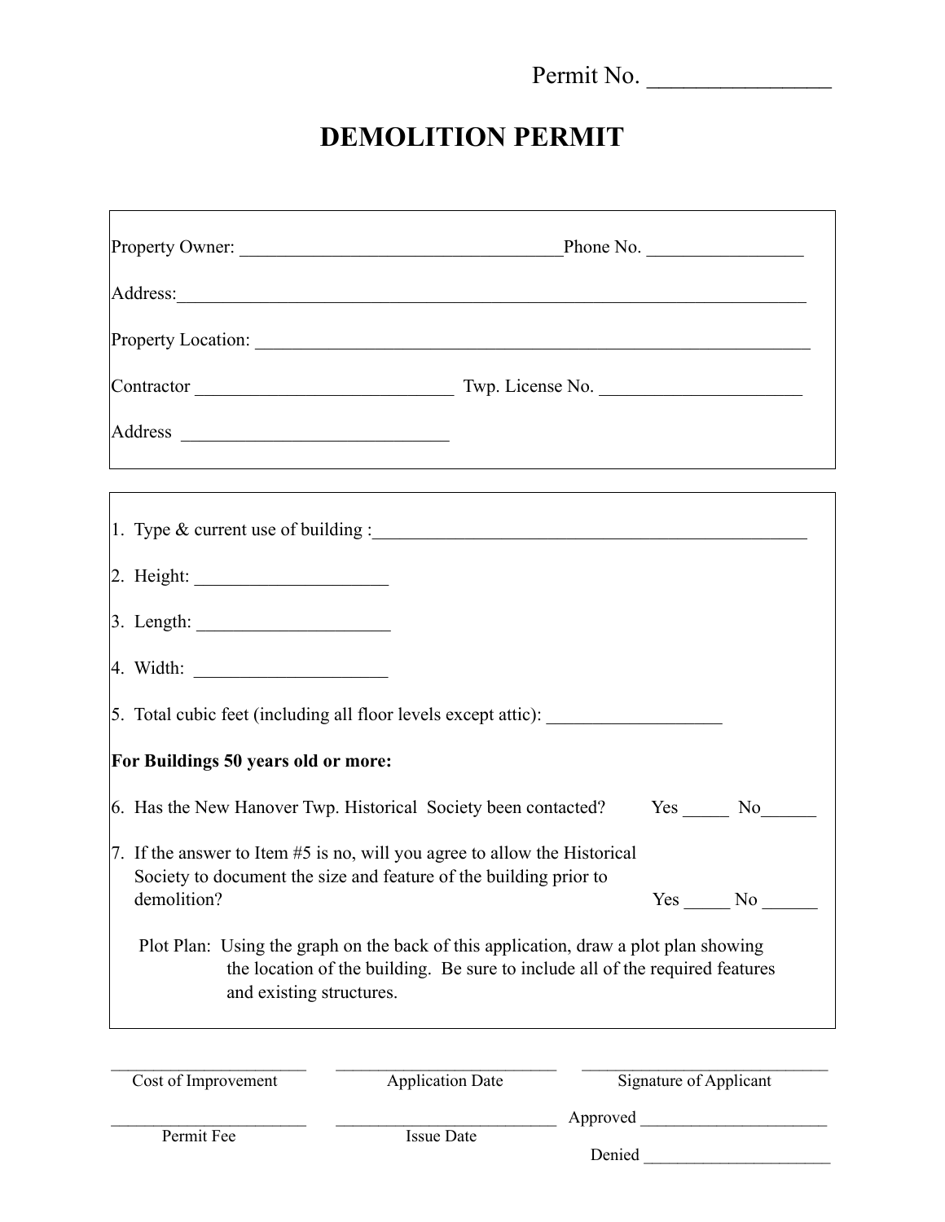Permit No. _______________

# DEMOLITION PERMIT

Property Owner: ___________________________________ Phone No. _________________

Address: ______________________________________________________________________

Property Location: ____________________________________________________________

Contractor ____________________________ Twp. License No. ______________________

Address _____________________________

1. Type & current use of building : _________________________________________________
2. Height: _____________________
3. Length: _____________________
4. Width: _____________________
5. Total cubic feet (including all floor levels except attic): ___________________

**For Buildings 50 years old or more:**

6. Has the New Hanover Twp. Historical Society been contacted? Yes _____ No______
7. If the answer to Item #5 is no, will you agree to allow the Historical Society to document the size and feature of the building prior to demolition? Yes _____ No ______

Plot Plan: Using the graph on the back of this application, draw a plot plan showing the location of the building. Be sure to include all of the required features and existing structures.

________________________ Cost of Improvement

___________________________ Application Date

______________________________ Signature of Applicant

________________________ Permit Fee

___________________________ Issue Date

Approved ______________________

Denied ______________________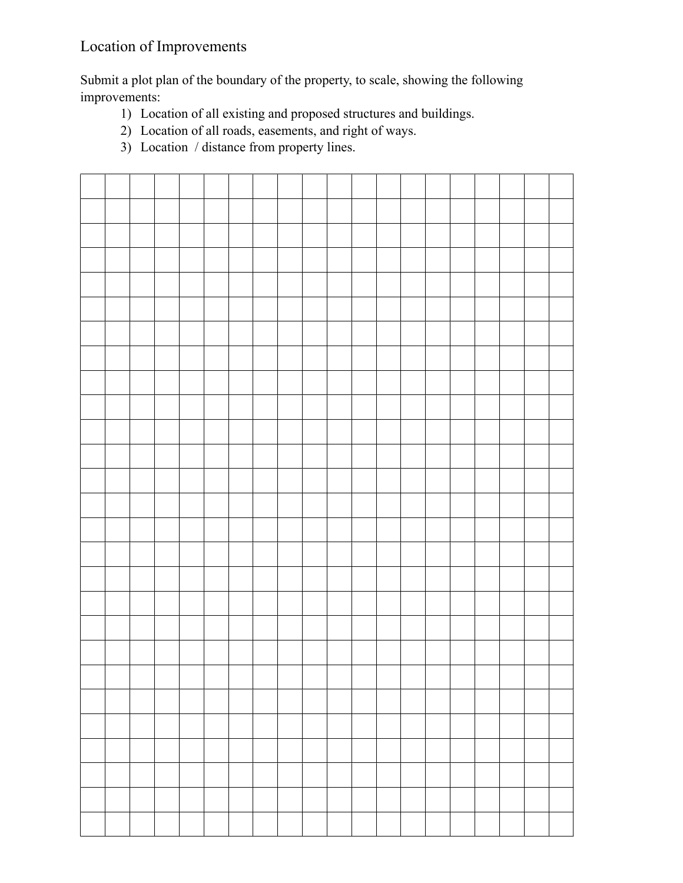# Location of Improvements

Submit a plot plan of the boundary of the property, to scale, showing the following improvements:

1) Location of all existing and proposed structures and buildings.
2) Location of all roads, easements, and right of ways.
3) Location / distance from property lines.